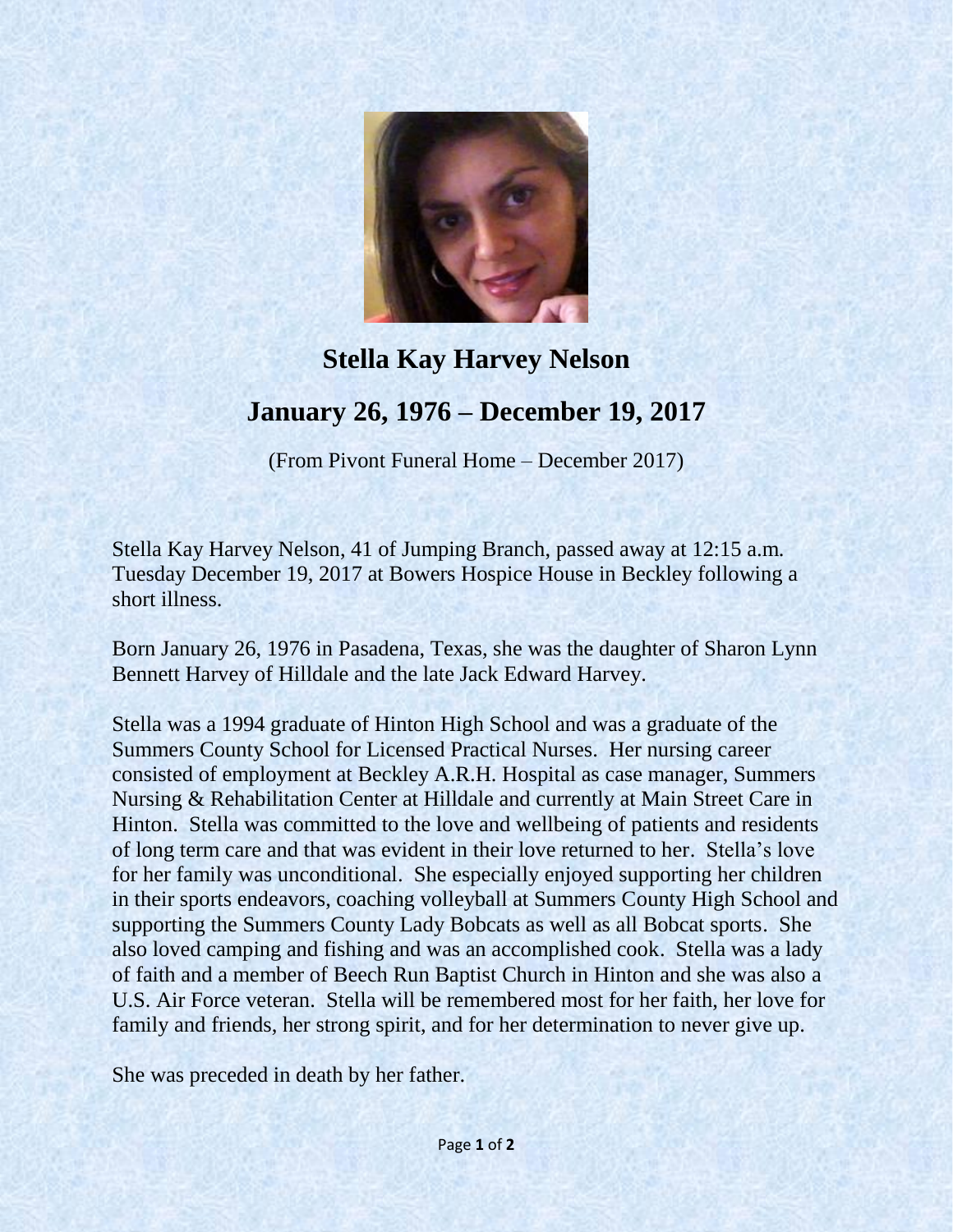# Stella Kay Harvey Nelson

## January 26, 1976 – December 19, 2017

(From Pivont Funeral Home – December 2017)

Stella Kay Harvey Nelson, 41 of Jumping Branch, passed away at 12:15 a.m. Tuesday December 19, 2017 at Bowers Hospice House in Beckley following a short illness.

Born January 26, 1976 in Pasadena, Texas, she was the daughter of Sharon Lynn Bennett Harvey of Hilldale and the late Jack Edward Harvey.

Stella was a 1994 graduate of Hinton High School and was a graduate of the Summers County School for Licensed Practical Nurses. Her nursing career consisted of employment at Beckley A.R.H. Hospital as case manager, Summers Nursing & Rehabilitation Center at Hilldale and currently at Main Street Care in Hinton. Stella was committed to the love and wellbeing of patients and residents of long term care and that was evident in their love returned to her. Stella's love for her family was unconditional. She especially enjoyed supporting her children in their sports endeavors, coaching volleyball at Summers County High School and supporting the Summers County Lady Bobcats as well as all Bobcat sports. She also loved camping and fishing and was an accomplished cook. Stella was a lady of faith and a member of Beech Run Baptist Church in Hinton and she was also a U.S. Air Force veteran. Stella will be remembered most for her faith, her love for family and friends, her strong spirit, and for her determination to never give up.

She was preceded in death by her father.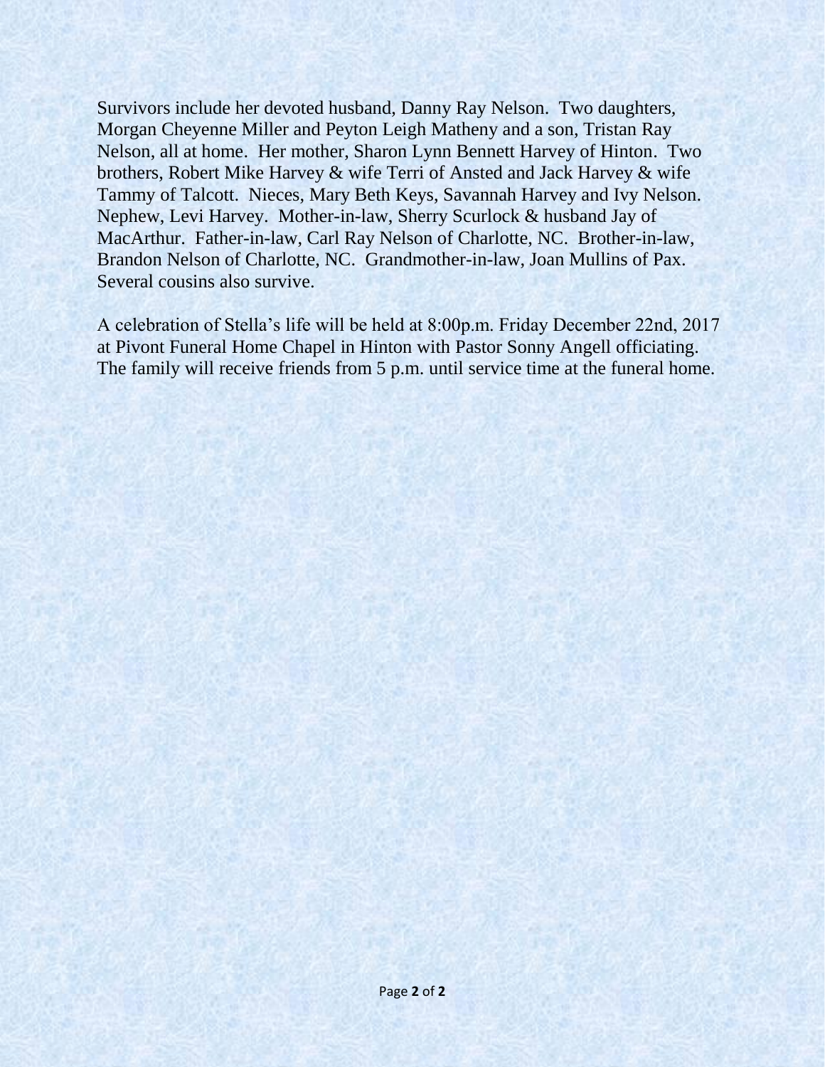Survivors include her devoted husband, Danny Ray Nelson. Two daughters, Morgan Cheyenne Miller and Peyton Leigh Matheny and a son, Tristan Ray Nelson, all at home. Her mother, Sharon Lynn Bennett Harvey of Hinton. Two brothers, Robert Mike Harvey & wife Terri of Ansted and Jack Harvey & wife Tammy of Talcott. Nieces, Mary Beth Keys, Savannah Harvey and Ivy Nelson. Nephew, Levi Harvey. Mother-in-law, Sherry Scurlock & husband Jay of MacArthur. Father-in-law, Carl Ray Nelson of Charlotte, NC. Brother-in-law, Brandon Nelson of Charlotte, NC. Grandmother-in-law, Joan Mullins of Pax. Several cousins also survive.

A celebration of Stella's life will be held at 8:00p.m. Friday December 22nd, 2017 at Pivont Funeral Home Chapel in Hinton with Pastor Sonny Angell officiating. The family will receive friends from 5 p.m. until service time at the funeral home.